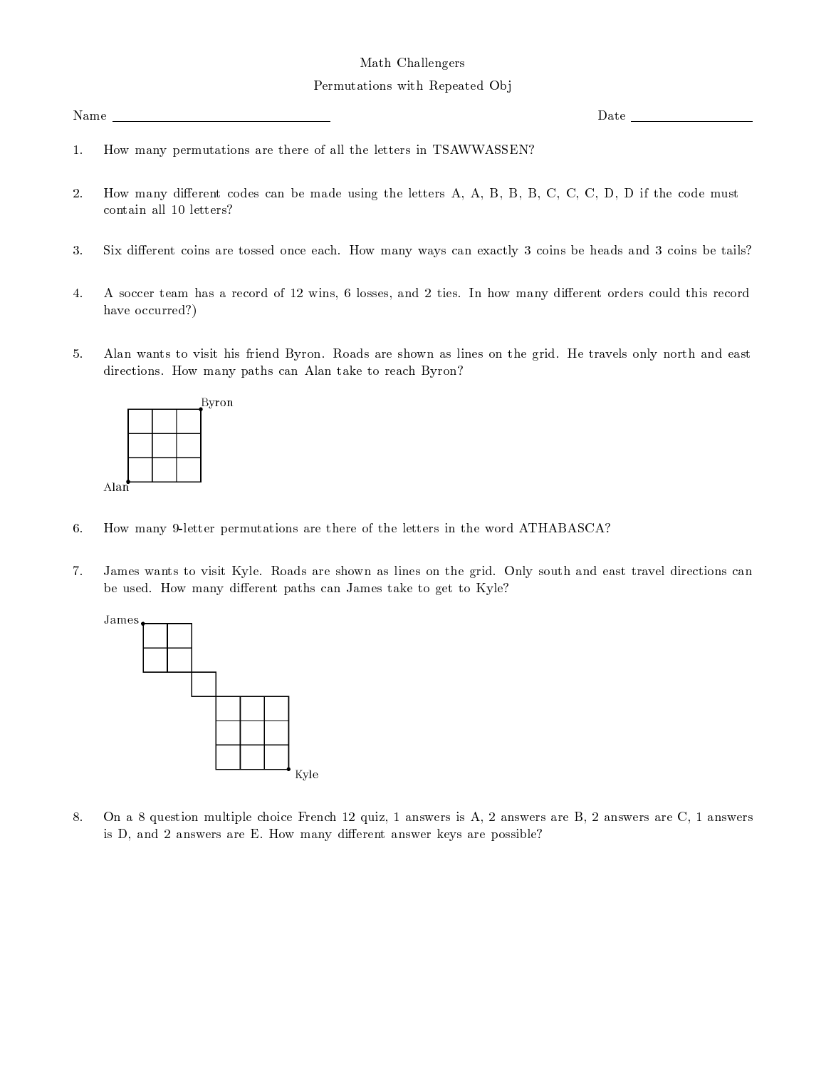# Math Challengers

## Permutations with Repeated Obj

Name ______________________________ Date ____________________

1. How many permutations are there of all the letters in TSAWWASSEN?

2. How many different codes can be made using the letters A, A, B, B, B, C, C, C, D, D if the code must contain all 10 letters?

3. Six different coins are tossed once each. How many ways can exactly 3 coins be heads and 3 coins be tails?

4. A soccer team has a record of 12 wins, 6 losses, and 2 ties. In how many different orders could this record have occurred?)

5. Alan wants to visit his friend Byron. Roads are shown as lines on the grid. He travels only north and east directions. How many paths can Alan take to reach Byron?

   Byron

   Alan

6. How many 9-letter permutations are there of the letters in the word ATHABASCA?

7. James wants to visit Kyle. Roads are shown as lines on the grid. Only south and east travel directions can be used. How many different paths can James take to get to Kyle?

   James

   Kyle

8. On a 8 question multiple choice French 12 quiz, 1 answers is A, 2 answers are B, 2 answers are C, 1 answers is D, and 2 answers are E. How many different answer keys are possible?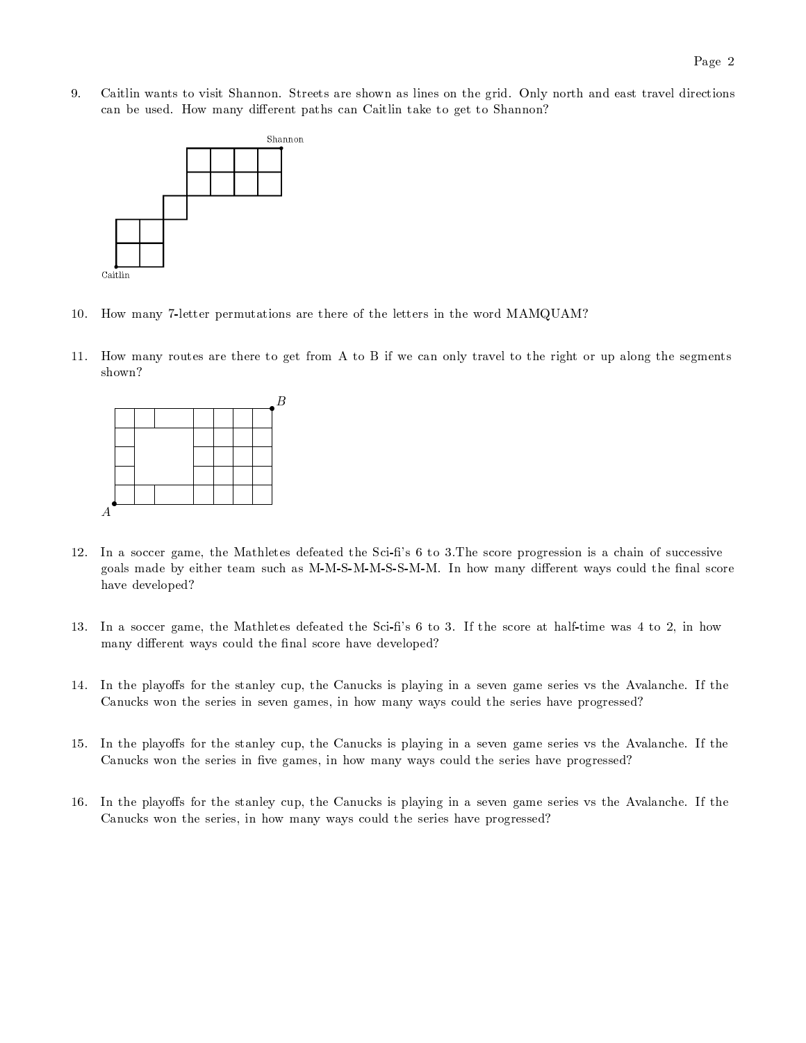9. Caitlin wants to visit Shannon. Streets are shown as lines on the grid. Only north and east travel directions can be used. How many different paths can Caitlin take to get to Shannon?

Shannon

Caitlin

10. How many 7-letter permutations are there of the letters in the word MAMQUAM?

11. How many routes are there to get from A to B if we can only travel to the right or up along the segments shown?

B

A

12. In a soccer game, the Mathletes defeated the Sci-fi's 6 to 3.The score progression is a chain of successive goals made by either team such as M-M-S-M-M-S-S-M-M. In how many different ways could the final score have developed?

13. In a soccer game, the Mathletes defeated the Sci-fi's 6 to 3. If the score at half-time was 4 to 2, in how many different ways could the final score have developed?

14. In the playoffs for the stanley cup, the Canucks is playing in a seven game series vs the Avalanche. If the Canucks won the series in seven games, in how many ways could the series have progressed?

15. In the playoffs for the stanley cup, the Canucks is playing in a seven game series vs the Avalanche. If the Canucks won the series in five games, in how many ways could the series have progressed?

16. In the playoffs for the stanley cup, the Canucks is playing in a seven game series vs the Avalanche. If the Canucks won the series, in how many ways could the series have progressed?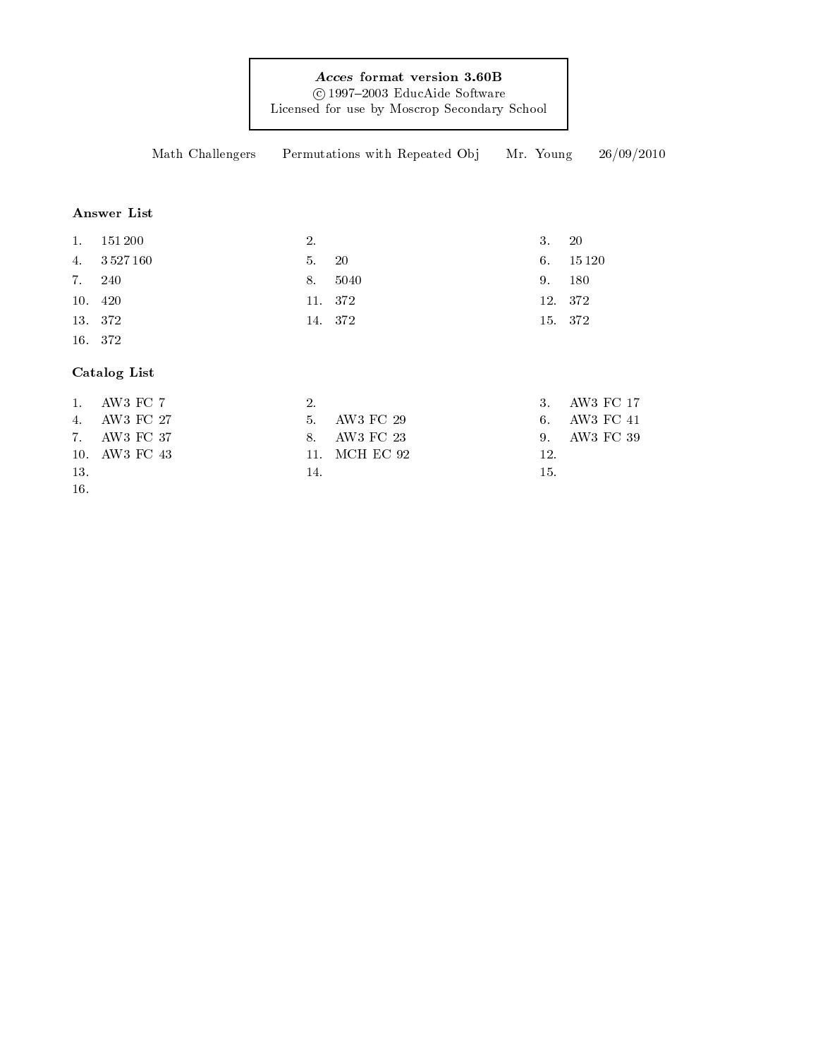**Acces format version 3.60B**
© 1997–2003 EducAide Software
Licensed for use by Moscrop Secondary School

Math Challengers Permutations with Repeated Obj Mr. Young 26/09/2010

**Answer List**

1. 151 200
2. 
3. 20
4. 3 527 160
5. 20
6. 15 120
7. 240
8. 5040
9. 180
10. 420
11. 372
12. 372
13. 372
14. 372
15. 372
16. 372

**Catalog List**

1. AW3 FC 7
2. 
3. AW3 FC 17
4. AW3 FC 27
5. AW3 FC 29
6. AW3 FC 41
7. AW3 FC 37
8. AW3 FC 23
9. AW3 FC 39
10. AW3 FC 43
11. MCH EC 92
12. 
13. 
14. 
15. 
16.